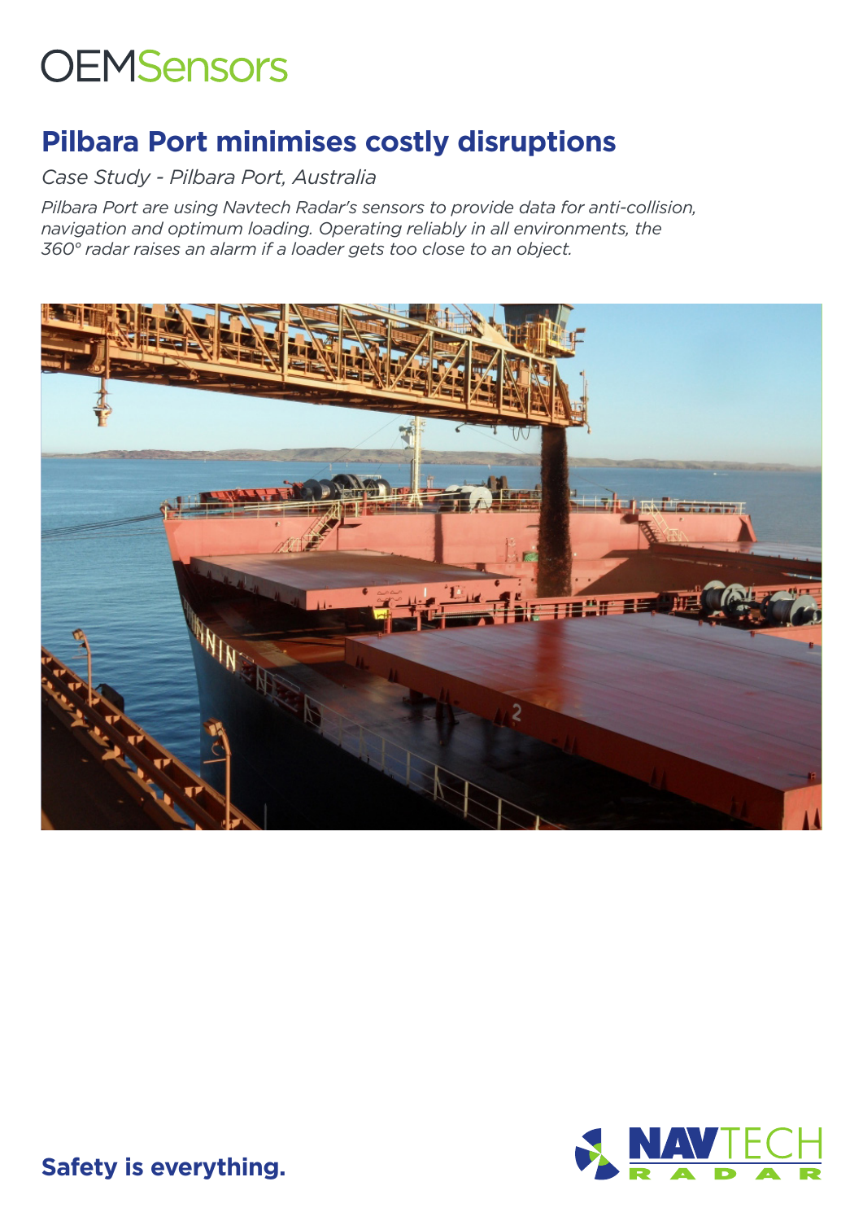OEMSensors

# Pilbara Port minimises costly disruptions

*Case Study - Pilbara Port, Australia*

*Pilbara Port are using Navtech Radar's sensors to provide data for anti-collision, navigation and optimum loading. Operating reliably in all environments, the 360° radar raises an alarm if a loader gets too close to an object.*

**Safety is everything.**

NAVTECH RADAR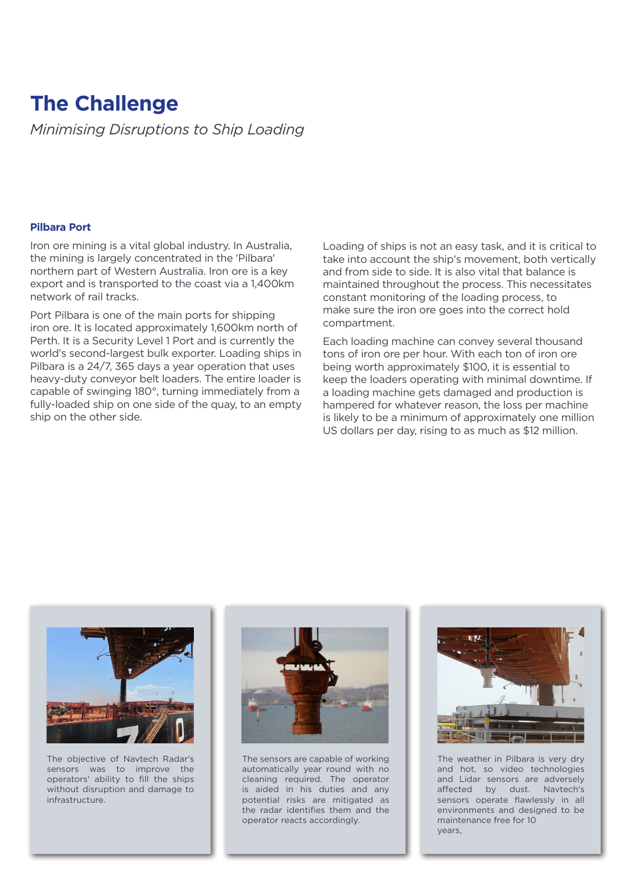# The Challenge

*Minimising Disruptions to Ship Loading*

### Pilbara Port

Iron ore mining is a vital global industry. In Australia, the mining is largely concentrated in the 'Pilbara' northern part of Western Australia. Iron ore is a key export and is transported to the coast via a 1,400km network of rail tracks.

Port Pilbara is one of the main ports for shipping iron ore. It is located approximately 1,600km north of Perth. It is a Security Level 1 Port and is currently the world's second-largest bulk exporter. Loading ships in Pilbara is a 24/7, 365 days a year operation that uses heavy-duty conveyor belt loaders. The entire loader is capable of swinging 180°, turning immediately from a fully-loaded ship on one side of the quay, to an empty ship on the other side.

Loading of ships is not an easy task, and it is critical to take into account the ship's movement, both vertically and from side to side. It is also vital that balance is maintained throughout the process. This necessitates constant monitoring of the loading process, to make sure the iron ore goes into the correct hold compartment.

Each loading machine can convey several thousand tons of iron ore per hour. With each ton of iron ore being worth approximately $100, it is essential to keep the loaders operating with minimal downtime. If a loading machine gets damaged and production is hampered for whatever reason, the loss per machine is likely to be a minimum of approximately one million US dollars per day, rising to as much as $12 million.

The objective of Navtech Radar's sensors was to improve the operators' ability to fill the ships without disruption and damage to infrastructure.

The sensors are capable of working automatically year round with no cleaning required. The operator is aided in his duties and any potential risks are mitigated as the radar identifies them and the operator reacts accordingly.

The weather in Pilbara is very dry and hot, so video technologies and Lidar sensors are adversely affected by dust. Navtech's sensors operate flawlessly in all environments and designed to be maintenance free for 10 years,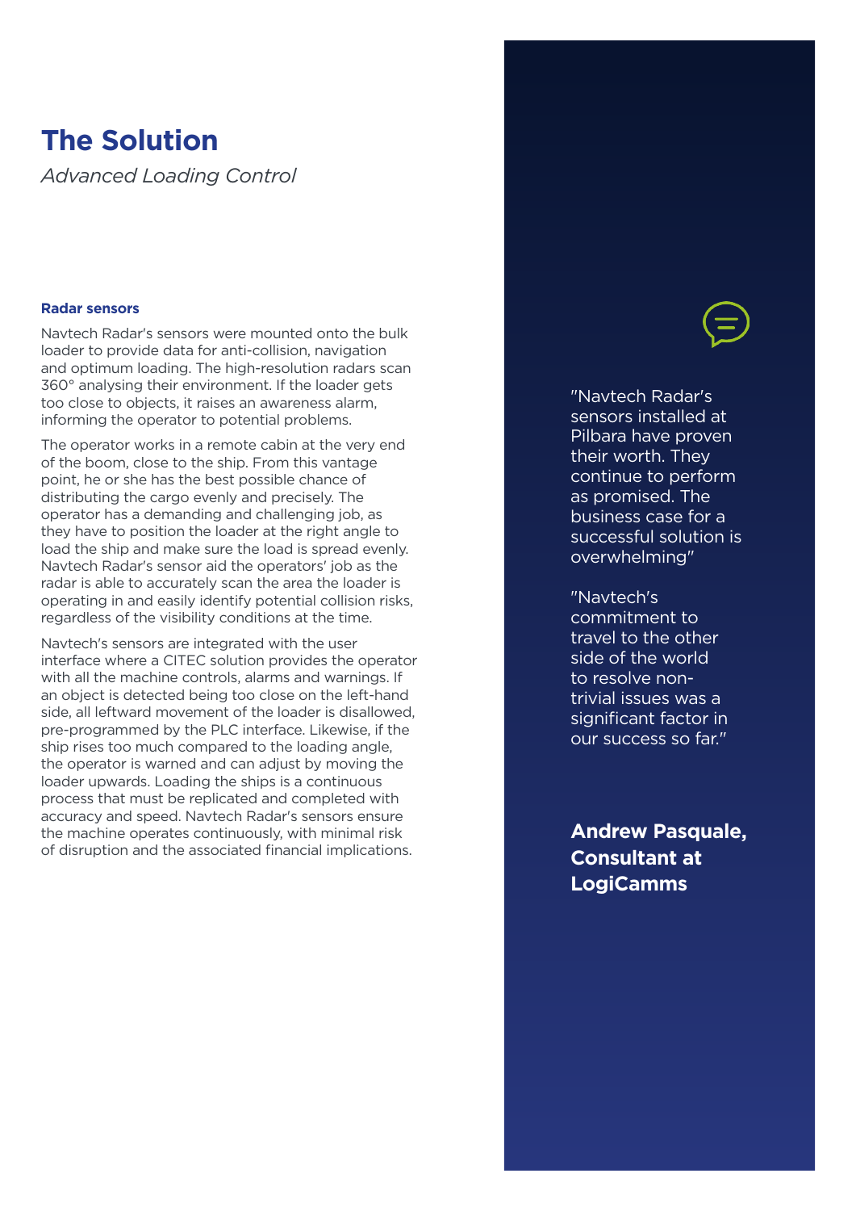# The Solution

*Advanced Loading Control*

### Radar sensors

Navtech Radar's sensors were mounted onto the bulk loader to provide data for anti-collision, navigation and optimum loading. The high-resolution radars scan 360° analysing their environment. If the loader gets too close to objects, it raises an awareness alarm, informing the operator to potential problems.

The operator works in a remote cabin at the very end of the boom, close to the ship. From this vantage point, he or she has the best possible chance of distributing the cargo evenly and precisely. The operator has a demanding and challenging job, as they have to position the loader at the right angle to load the ship and make sure the load is spread evenly. Navtech Radar's sensor aid the operators' job as the radar is able to accurately scan the area the loader is operating in and easily identify potential collision risks, regardless of the visibility conditions at the time.

Navtech's sensors are integrated with the user interface where a CITEC solution provides the operator with all the machine controls, alarms and warnings. If an object is detected being too close on the left-hand side, all leftward movement of the loader is disallowed, pre-programmed by the PLC interface. Likewise, if the ship rises too much compared to the loading angle, the operator is warned and can adjust by moving the loader upwards. Loading the ships is a continuous process that must be replicated and completed with accuracy and speed. Navtech Radar's sensors ensure the machine operates continuously, with minimal risk of disruption and the associated financial implications.

"Navtech Radar's sensors installed at Pilbara have proven their worth. They continue to perform as promised. The business case for a successful solution is overwhelming"

"Navtech's commitment to travel to the other side of the world to resolve non-trivial issues was a significant factor in our success so far."

**Andrew Pasquale, Consultant at LogiCamms**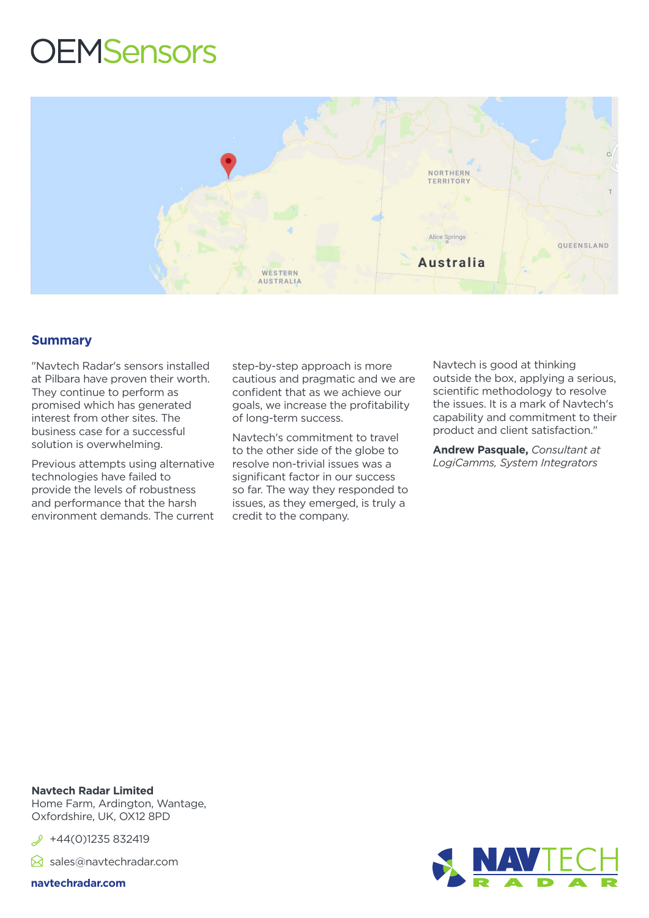# OEMSensors

## Summary

"Navtech Radar's sensors installed at Pilbara have proven their worth. They continue to perform as promised which has generated interest from other sites. The business case for a successful solution is overwhelming.

Previous attempts using alternative technologies have failed to provide the levels of robustness and performance that the harsh environment demands. The current step-by-step approach is more cautious and pragmatic and we are confident that as we achieve our goals, we increase the profitability of long-term success.

Navtech's commitment to travel to the other side of the globe to resolve non-trivial issues was a significant factor in our success so far. The way they responded to issues, as they emerged, is truly a credit to the company.

Navtech is good at thinking outside the box, applying a serious, scientific methodology to resolve the issues. It is a mark of Navtech's capability and commitment to their product and client satisfaction."

**Andrew Pasquale,** *Consultant at LogiCamms, System Integrators*

**Navtech Radar Limited**
Home Farm, Ardington, Wantage,
Oxfordshire, UK, OX12 8PD

+44(0)1235 832419

sales@navtechradar.com

**navtechradar.com**